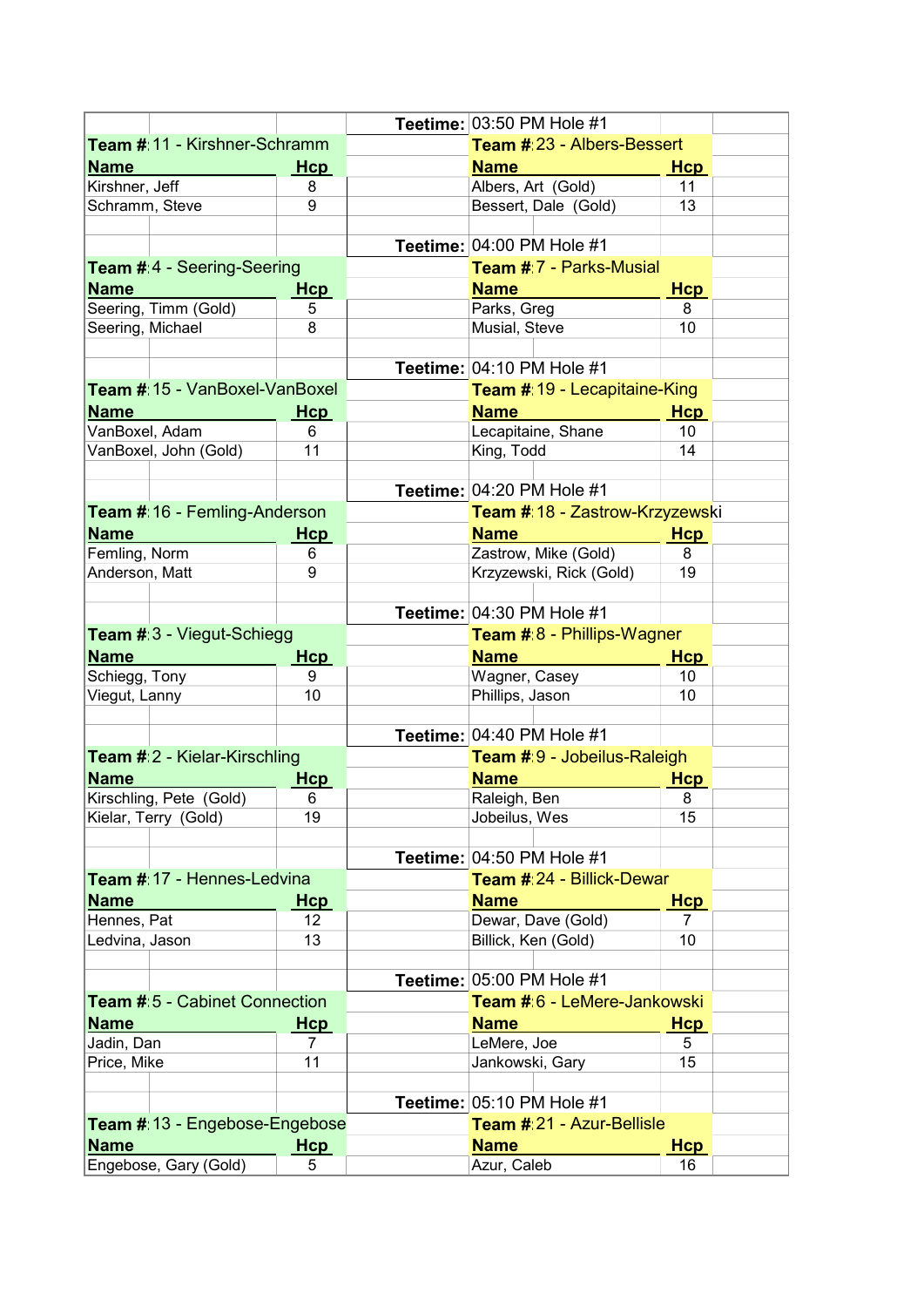| | | | | |
|---|---|---|---|---|
| | | **Teetime:** | 03:50 PM Hole #1 | |
| **Team #:** 11 - Kirshner-Schramm | | | **Team #:** 23 - Albers-Bessert | |
| **Name** | **Hcp** | | **Name** | **Hcp** |
| Kirshner, Jeff | 8 | | Albers, Art (Gold) | 11 |
| Schramm, Steve | 9 | | Bessert, Dale (Gold) | 13 |
| | | | | |
| | | **Teetime:** | 04:00 PM Hole #1 | |
| **Team #:** 4 - Seering-Seering | | | **Team #:** 7 - Parks-Musial | |
| **Name** | **Hcp** | | **Name** | **Hcp** |
| Seering, Timm (Gold) | 5 | | Parks, Greg | 8 |
| Seering, Michael | 8 | | Musial, Steve | 10 |
| | | | | |
| | | **Teetime:** | 04:10 PM Hole #1 | |
| **Team #:** 15 - VanBoxel-VanBoxel | | | **Team #:** 19 - Lecapitaine-King | |
| **Name** | **Hcp** | | **Name** | **Hcp** |
| VanBoxel, Adam | 6 | | Lecapitaine, Shane | 10 |
| VanBoxel, John (Gold) | 11 | | King, Todd | 14 |
| | | | | |
| | | **Teetime:** | 04:20 PM Hole #1 | |
| **Team #:** 16 - Femling-Anderson | | | **Team #:** 18 - Zastrow-Krzyzewski | |
| **Name** | **Hcp** | | **Name** | **Hcp** |
| Femling, Norm | 6 | | Zastrow, Mike (Gold) | 8 |
| Anderson, Matt | 9 | | Krzyzewski, Rick (Gold) | 19 |
| | | | | |
| | | **Teetime:** | 04:30 PM Hole #1 | |
| **Team #:** 3 - Viegut-Schiegg | | | **Team #:** 8 - Phillips-Wagner | |
| **Name** | **Hcp** | | **Name** | **Hcp** |
| Schiegg, Tony | 9 | | Wagner, Casey | 10 |
| Viegut, Lanny | 10 | | Phillips, Jason | 10 |
| | | | | |
| | | **Teetime:** | 04:40 PM Hole #1 | |
| **Team #:** 2 - Kielar-Kirschling | | | **Team #:** 9 - Jobeilus-Raleigh | |
| **Name** | **Hcp** | | **Name** | **Hcp** |
| Kirschling, Pete (Gold) | 6 | | Raleigh, Ben | 8 |
| Kielar, Terry (Gold) | 19 | | Jobeilus, Wes | 15 |
| | | | | |
| | | **Teetime:** | 04:50 PM Hole #1 | |
| **Team #:** 17 - Hennes-Ledvina | | | **Team #:** 24 - Billick-Dewar | |
| **Name** | **Hcp** | | **Name** | **Hcp** |
| Hennes, Pat | 12 | | Dewar, Dave (Gold) | 7 |
| Ledvina, Jason | 13 | | Billick, Ken (Gold) | 10 |
| | | | | |
| | | **Teetime:** | 05:00 PM Hole #1 | |
| **Team #:** 5 - Cabinet Connection | | | **Team #:** 6 - LeMere-Jankowski | |
| **Name** | **Hcp** | | **Name** | **Hcp** |
| Jadin, Dan | 7 | | LeMere, Joe | 5 |
| Price, Mike | 11 | | Jankowski, Gary | 15 |
| | | | | |
| | | **Teetime:** | 05:10 PM Hole #1 | |
| **Team #:** 13 - Engebose-Engebose | | | **Team #:** 21 - Azur-Bellisle | |
| **Name** | **Hcp** | | **Name** | **Hcp** |
| Engebose, Gary (Gold) | 5 | | Azur, Caleb | 16 |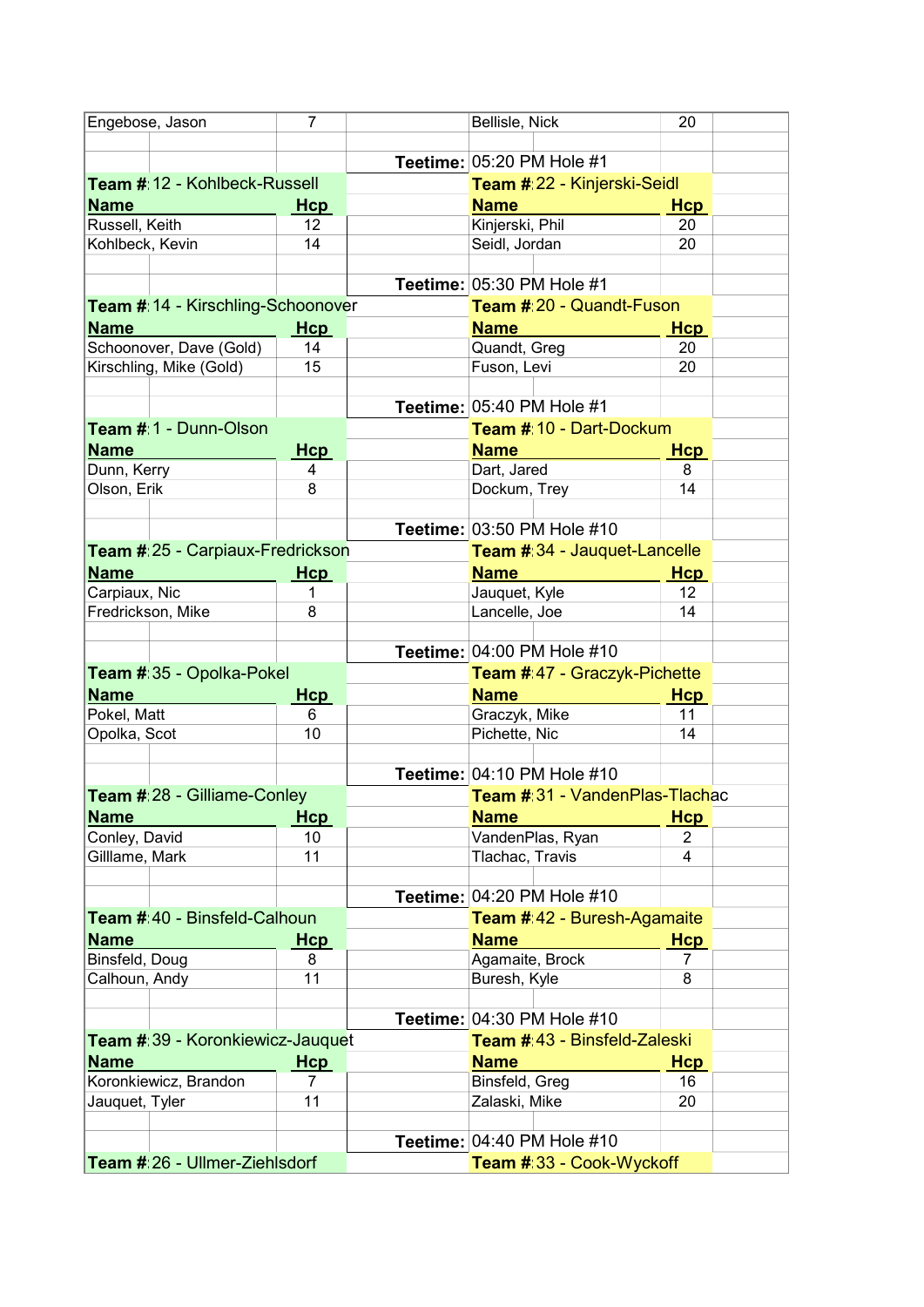| | | | | |
|---|---|---|---|---|
| Engebose, Jason | 7 | | Bellisle, Nick | 20 |
| | | | | |
| | | **Teetime:** | 05:20 PM Hole #1 | |
| **Team #:** 12 - Kohlbeck-Russell | | | **Team #:** 22 - Kinjerski-Seidl | |
| **Name** | **Hcp** | | **Name** | **Hcp** |
| Russell, Keith | 12 | | Kinjerski, Phil | 20 |
| Kohlbeck, Kevin | 14 | | Seidl, Jordan | 20 |
| | | | | |
| | | **Teetime:** | 05:30 PM Hole #1 | |
| **Team #:** 14 - Kirschling-Schoonover | | | **Team #:** 20 - Quandt-Fuson | |
| **Name** | **Hcp** | | **Name** | **Hcp** |
| Schoonover, Dave (Gold) | 14 | | Quandt, Greg | 20 |
| Kirschling, Mike (Gold) | 15 | | Fuson, Levi | 20 |
| | | | | |
| | | **Teetime:** | 05:40 PM Hole #1 | |
| **Team #:** 1 - Dunn-Olson | | | **Team #:** 10 - Dart-Dockum | |
| **Name** | **Hcp** | | **Name** | **Hcp** |
| Dunn, Kerry | 4 | | Dart, Jared | 8 |
| Olson, Erik | 8 | | Dockum, Trey | 14 |
| | | | | |
| | | **Teetime:** | 03:50 PM Hole #10 | |
| **Team #:** 25 - Carpiaux-Fredrickson | | | **Team #:** 34 - Jauquet-Lancelle | |
| **Name** | **Hcp** | | **Name** | **Hcp** |
| Carpiaux, Nic | 1 | | Jauquet, Kyle | 12 |
| Fredrickson, Mike | 8 | | Lancelle, Joe | 14 |
| | | | | |
| | | **Teetime:** | 04:00 PM Hole #10 | |
| **Team #:** 35 - Opolka-Pokel | | | **Team #:** 47 - Graczyk-Pichette | |
| **Name** | **Hcp** | | **Name** | **Hcp** |
| Pokel, Matt | 6 | | Graczyk, Mike | 11 |
| Opolka, Scot | 10 | | Pichette, Nic | 14 |
| | | | | |
| | | **Teetime:** | 04:10 PM Hole #10 | |
| **Team #:** 28 - Gilliame-Conley | | | **Team #:** 31 - VandenPlas-Tlachac | |
| **Name** | **Hcp** | | **Name** | **Hcp** |
| Conley, David | 10 | | VandenPlas, Ryan | 2 |
| Gilllame, Mark | 11 | | Tlachac, Travis | 4 |
| | | | | |
| | | **Teetime:** | 04:20 PM Hole #10 | |
| **Team #:** 40 - Binsfeld-Calhoun | | | **Team #:** 42 - Buresh-Agamaite | |
| **Name** | **Hcp** | | **Name** | **Hcp** |
| Binsfeld, Doug | 8 | | Agamaite, Brock | 7 |
| Calhoun, Andy | 11 | | Buresh, Kyle | 8 |
| | | | | |
| | | **Teetime:** | 04:30 PM Hole #10 | |
| **Team #:** 39 - Koronkiewicz-Jauquet | | | **Team #:** 43 - Binsfeld-Zaleski | |
| **Name** | **Hcp** | | **Name** | **Hcp** |
| Koronkiewicz, Brandon | 7 | | Binsfeld, Greg | 16 |
| Jauquet, Tyler | 11 | | Zalaski, Mike | 20 |
| | | | | |
| | | **Teetime:** | 04:40 PM Hole #10 | |
| **Team #:** 26 - Ullmer-Ziehlsdorf | | | **Team #:** 33 - Cook-Wyckoff | |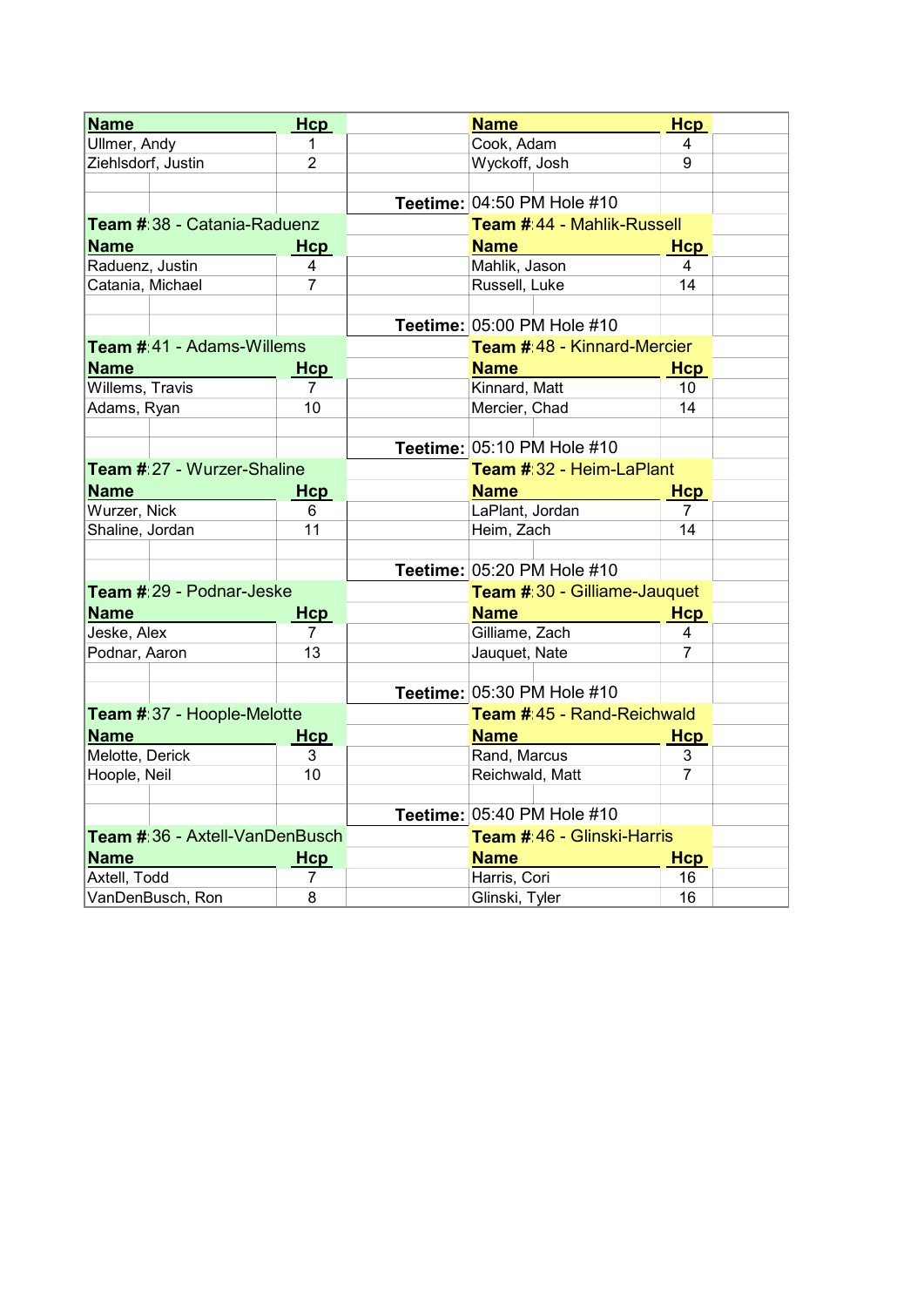| Name | Hcp | | Name | Hcp |
|---|---|---|---|---|
| Ullmer, Andy | 1 | | Cook, Adam | 4 |
| Ziehlsdorf, Justin | 2 | | Wyckoff, Josh | 9 |

**Teetime:** 04:50 PM Hole #10

| **Team #:** 38 - Catania-Raduenz | | | **Team #:** 44 - Mahlik-Russell | |
|---|---|---|---|---|
| **Name** | **Hcp** | | **Name** | **Hcp** |
| Raduenz, Justin | 4 | | Mahlik, Jason | 4 |
| Catania, Michael | 7 | | Russell, Luke | 14 |

**Teetime:** 05:00 PM Hole #10

| **Team #:** 41 - Adams-Willems | | | **Team #:** 48 - Kinnard-Mercier | |
|---|---|---|---|---|
| **Name** | **Hcp** | | **Name** | **Hcp** |
| Willems, Travis | 7 | | Kinnard, Matt | 10 |
| Adams, Ryan | 10 | | Mercier, Chad | 14 |

**Teetime:** 05:10 PM Hole #10

| **Team #:** 27 - Wurzer-Shaline | | | **Team #:** 32 - Heim-LaPlant | |
|---|---|---|---|---|
| **Name** | **Hcp** | | **Name** | **Hcp** |
| Wurzer, Nick | 6 | | LaPlant, Jordan | 7 |
| Shaline, Jordan | 11 | | Heim, Zach | 14 |

**Teetime:** 05:20 PM Hole #10

| **Team #:** 29 - Podnar-Jeske | | | **Team #:** 30 - Gilliame-Jauquet | |
|---|---|---|---|---|
| **Name** | **Hcp** | | **Name** | **Hcp** |
| Jeske, Alex | 7 | | Gilliame, Zach | 4 |
| Podnar, Aaron | 13 | | Jauquet, Nate | 7 |

**Teetime:** 05:30 PM Hole #10

| **Team #:** 37 - Hoople-Melotte | | | **Team #:** 45 - Rand-Reichwald | |
|---|---|---|---|---|
| **Name** | **Hcp** | | **Name** | **Hcp** |
| Melotte, Derick | 3 | | Rand, Marcus | 3 |
| Hoople, Neil | 10 | | Reichwald, Matt | 7 |

**Teetime:** 05:40 PM Hole #10

| **Team #:** 36 - Axtell-VanDenBusch | | | **Team #:** 46 - Glinski-Harris | |
|---|---|---|---|---|
| **Name** | **Hcp** | | **Name** | **Hcp** |
| Axtell, Todd | 7 | | Harris, Cori | 16 |
| VanDenBusch, Ron | 8 | | Glinski, Tyler | 16 |